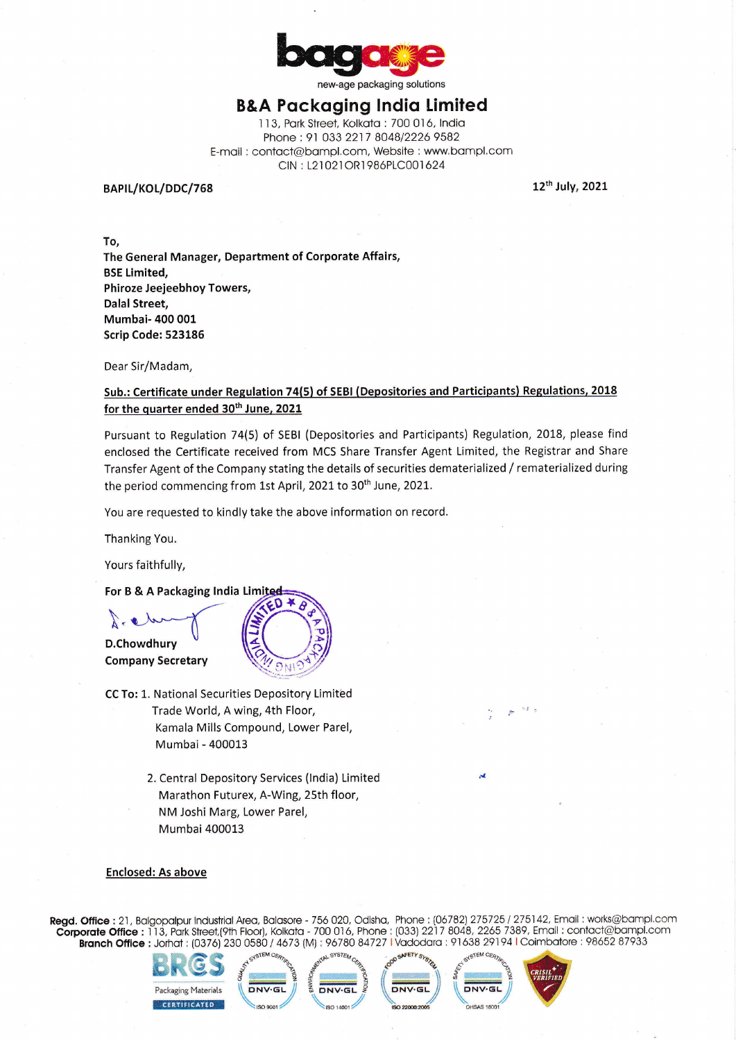bagage

new-age packaging solutions

# B&A Packaging India Limited

113, Park Street, Kolkata : 700 016, India
Phone : 91 033 2217 8048/2226 9582
E-mail : contact@bampl.com, Website : www.bampl.com
CIN : L21021OR1986PLC001624

**BAPIL/KOL/DDC/768**

**12th July, 2021**

**To,**
**The General Manager, Department of Corporate Affairs,**
**BSE Limited,**
**Phiroze Jeejeebhoy Towers,**
**Dalal Street,**
**Mumbai- 400 001**
**Scrip Code: 523186**

Dear Sir/Madam,

**Sub.: Certificate under Regulation 74(5) of SEBI (Depositories and Participants) Regulations, 2018 for the quarter ended 30th June, 2021**

Pursuant to Regulation 74(5) of SEBI (Depositories and Participants) Regulation, 2018, please find enclosed the Certificate received from MCS Share Transfer Agent Limited, the Registrar and Share Transfer Agent of the Company stating the details of securities dematerialized / rematerialized during the period commencing from 1st April, 2021 to 30th June, 2021.

You are requested to kindly take the above information on record.

Thanking You.

Yours faithfully,

**For B & A Packaging India Limited**

**D.Chowdhury**
**Company Secretary**

**CC To:** 1. National Securities Depository Limited
Trade World, A wing, 4th Floor,
Kamala Mills Compound, Lower Parel,
Mumbai - 400013

2. Central Depository Services (India) Limited
Marathon Futurex, A-Wing, 25th floor,
NM Joshi Marg, Lower Parel,
Mumbai 400013

**Enclosed: As above**

**Regd. Office :** 21, Balgopalpur Industrial Area, Balasore - 756 020, Odisha, Phone : (06782) 275725 / 275142, Email : works@bampl.com
**Corporate Office :** 113, Park Street,(9th Floor), Kolkata - 700 016, Phone : (033) 2217 8048, 2265 7389, Email : contact@bampl.com
**Branch Office :** Jorhat : (0376) 230 0580 / 4673 (M) : 96780 84727 | Vadodara : 91638 29194 | Coimbatore : 98652 87933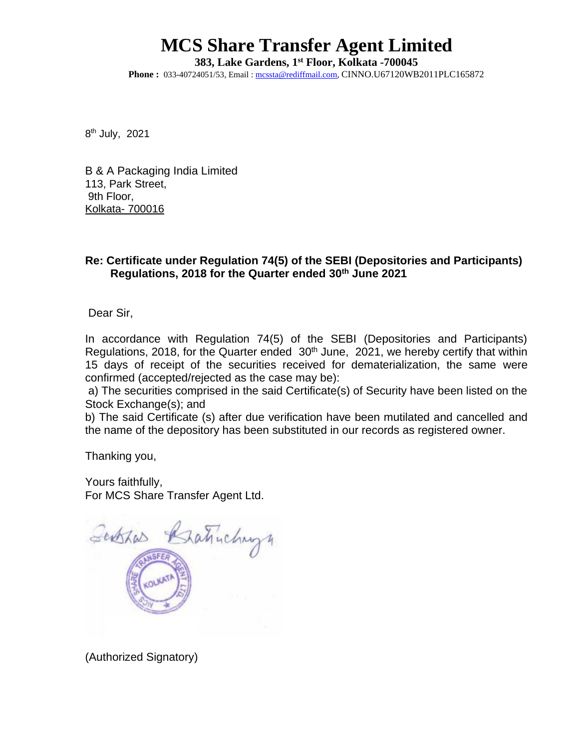# MCS Share Transfer Agent Limited

**383, Lake Gardens, 1st Floor, Kolkata -700045**

**Phone :** 033-40724051/53, Email : mcssta@rediffmail.com, CINNO.U67120WB2011PLC165872

8th July, 2021

B & A Packaging India Limited
113, Park Street,
9th Floor,
Kolkata- 700016

**Re: Certificate under Regulation 74(5) of the SEBI (Depositories and Participants) Regulations, 2018 for the Quarter ended 30th June 2021**

Dear Sir,

In accordance with Regulation 74(5) of the SEBI (Depositories and Participants) Regulations, 2018, for the Quarter ended 30th June, 2021, we hereby certify that within 15 days of receipt of the securities received for dematerialization, the same were confirmed (accepted/rejected as the case may be):

a) The securities comprised in the said Certificate(s) of Security have been listed on the Stock Exchange(s); and

b) The said Certificate (s) after due verification have been mutilated and cancelled and the name of the depository has been substituted in our records as registered owner.

Thanking you,

Yours faithfully,
For MCS Share Transfer Agent Ltd.

(Authorized Signatory)